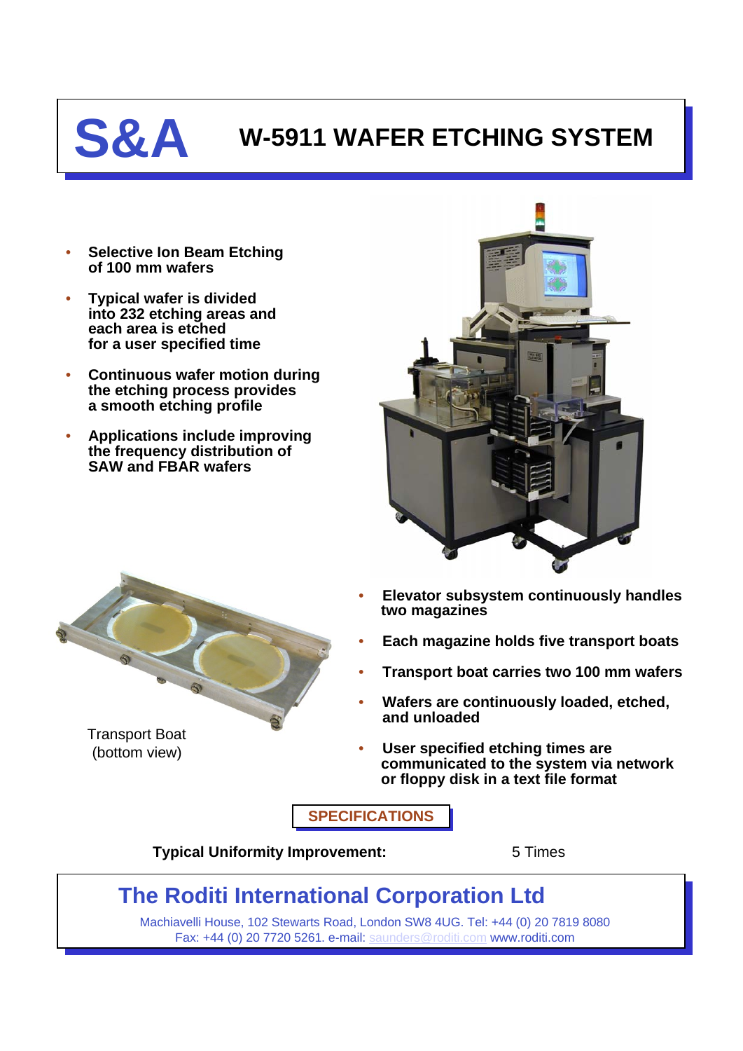# S&A W-5911 WAFER ETCHING SYSTEM

- **Selective Ion Beam Etching of 100 mm wafers**
- **Typical wafer is divided into 232 etching areas and each area is etched for a user specified time**
- **Continuous wafer motion during the etching process provides a smooth etching profile**
- **Applications include improving the frequency distribution of SAW and FBAR wafers**

Transport Boat
(bottom view)

- **Elevator subsystem continuously handles two magazines**
- **Each magazine holds five transport boats**
- **Transport boat carries two 100 mm wafers**
- **Wafers are continuously loaded, etched, and unloaded**
- **User specified etching times are communicated to the system via network or floppy disk in a text file format**

## SPECIFICATIONS

| **Typical Uniformity Improvement:** | 5 Times |
|---|---|

## The Roditi International Corporation Ltd

Machiavelli House, 102 Stewarts Road, London SW8 4UG. Tel: +44 (0) 20 7819 8080
Fax: +44 (0) 20 7720 5261. e-mail: saunders@roditi.com www.roditi.com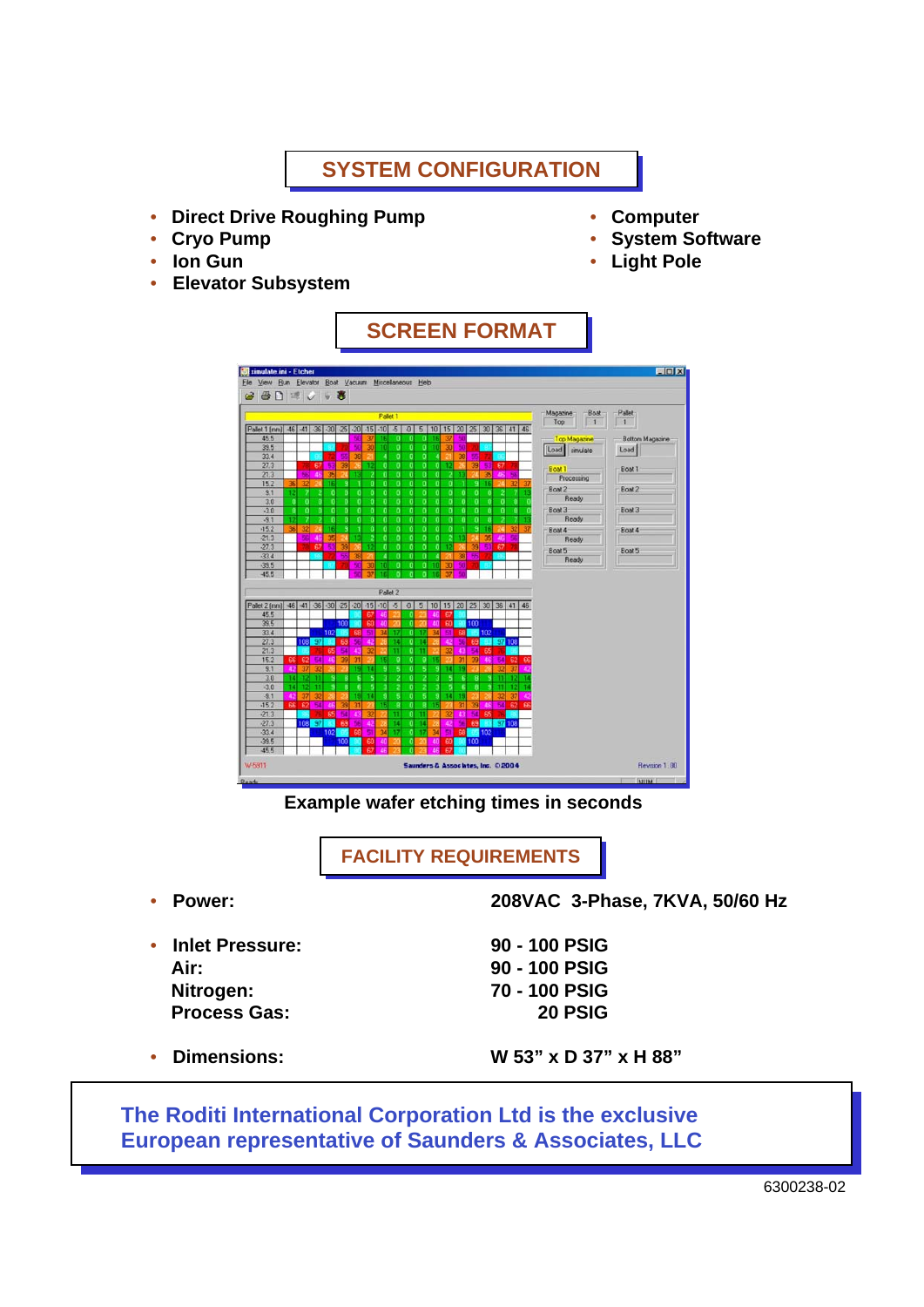## SYSTEM CONFIGURATION

- Direct Drive Roughing Pump
- Cryo Pump
- Ion Gun
- Elevator Subsystem
- Computer
- System Software
- Light Pole

## SCREEN FORMAT

Example wafer etching times in seconds

## FACILITY REQUIREMENTS

- **Power:** 208VAC 3-Phase, 7KVA, 50/60 Hz
- **Inlet Pressure:** 90 - 100 PSIG
  - **Air:** 90 - 100 PSIG
  - **Nitrogen:** 70 - 100 PSIG
  - **Process Gas:** 20 PSIG
- **Dimensions:** W 53" x D 37" x H 88"

**The Roditi International Corporation Ltd is the exclusive European representative of Saunders & Associates, LLC**

6300238-02